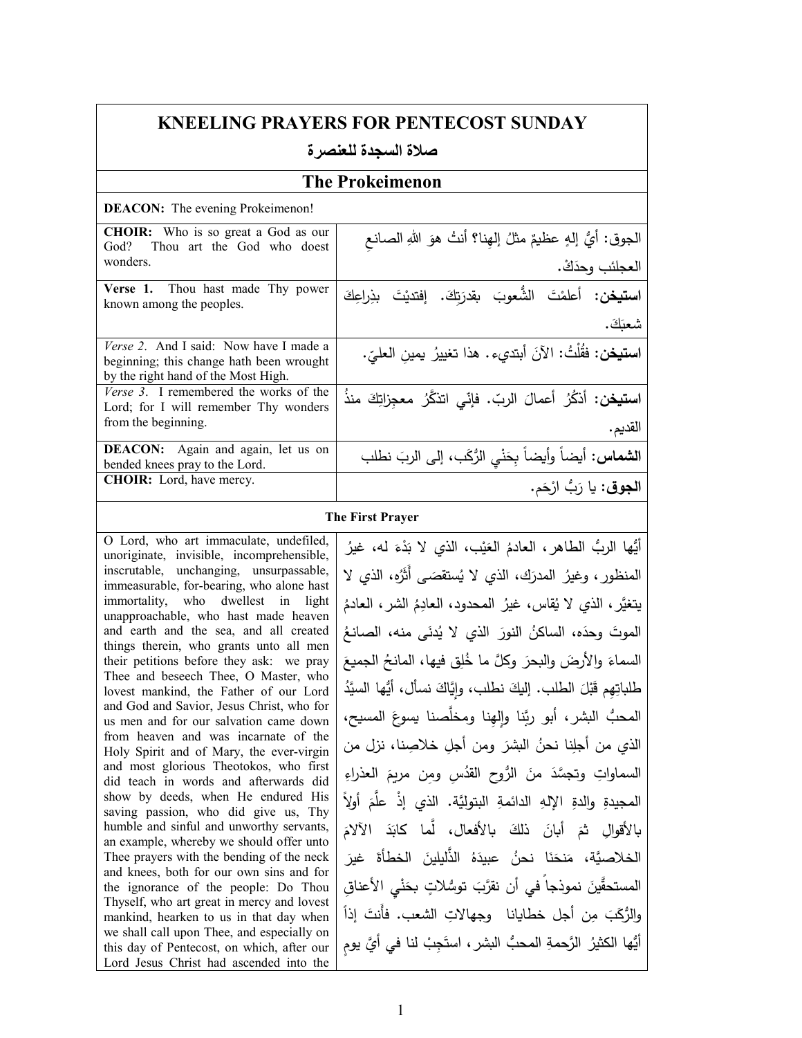# KNEELING PRAYERS FOR PENTECOST SUNDAY

## صلاة السجدة للعنصرة

## The Prokeimenon

**DEACON:** The evening Prokeimenon!

| | |
|---|---|
| **CHOIR:** Who is so great a God as our God? Thou art the God who doest wonders. | الجوق: أيُّ إلهٍ عظيمٌ مثلُ إلهِنا؟ أنتُ هوَ اللهِ الصانعِ العجائب وحدَكَ. |
| **Verse 1.** Thou hast made Thy power known among the peoples. | **استيخن:** أعلمْتَ الشُّعوبَ بقدرتِكَ. إفتديْتَ بذراعِكَ شعبَكَ. |
| *Verse 2*. And I said: Now have I made a beginning; this change hath been wrought by the right hand of the Most High. | **استيخن:** فقُلْتُ: الآنَ أبتديء. هذا تغييرُ يمينِ العليّ. |
| *Verse 3*. I remembered the works of the Lord; for I will remember Thy wonders from the beginning. | **استيخن:** أذكُرُ أعمالَ الربّ. فإنّي اتذكَّرُ معجزاتِكَ منذُ القديم. |
| **DEACON:** Again and again, let us on bended knees pray to the Lord. | **الشماس:** أيضاً وأيضاً بِحَنْيِ الرُّكَب، إلى الربِّ نطلب |
| **CHOIR:** Lord, have mercy. | **الجوق:** يا رَبُّ ارْحَم. |

### The First Prayer

| | |
|---|---|
| O Lord, who art immaculate, undefiled, unoriginate, invisible, incomprehensible, inscrutable, unchanging, unsurpassable, immeasurable, for-bearing, who alone hast immortality, who dwellest in light unapproachable, who hast made heaven and earth and the sea, and all created things therein, who grants unto all men their petitions before they ask: we pray Thee and beseech Thee, O Master, who lovest mankind, the Father of our Lord and God and Savior, Jesus Christ, who for us men and for our salvation came down from heaven and was incarnate of the Holy Spirit and of Mary, the ever-virgin and most glorious Theotokos, who first did teach in words and afterwards did show by deeds, when He endured His saving passion, who did give us, Thy humble and sinful and unworthy servants, an example, whereby we should offer unto Thee prayers with the bending of the neck and knees, both for our own sins and for the ignorance of the people: Do Thou Thyself, who art great in mercy and lovest mankind, hearken to us in that day when we shall call upon Thee, and especially on this day of Pentecost, on which, after our Lord Jesus Christ had ascended into the | أيُّها الربُّ الطاهر، العادمُ العَيْب، الذي لا بَدْءَ له، غيرُ المنظور، وغيرُ المدرَك، الذي لا يُستقصَى أَثَرُه، الذي لا يتغيَّر، الذي لا يُقاس، غيرُ المحدود، العادِمُ الشر، العادمُ الموتَ وحدَه، الساكنُ النورَ الذي لا يُدنَى منه، الصانعُ السماءَ والأرضَ والبحرَ وكلَّ ما خُلِق فيها، المانحُ الجميعَ طلباتِهِم قَبْلَ الطلب. إليكَ نطلب، وإيَّاكَ نسأل، أيُّها السيِّدُ المحبُّ البشر، أبو ربِّنا وإلهِنا ومخلِّصنا يسوعَ المسيح، الذي من أجلِنا نحنُ البشرَ ومن أجلِ خلاصِنا، نزل من السماواتِ وتجسَّدَ منَ الرُّوح القدُسِ ومِن مريمَ العذراءِ المجيدةِ والدةِ الإلهِ الدائمةِ البتوليَّة. الذي إذْ علَّمَ أولاً بالأقوالِ ثمَ أبانَ ذلكَ بالأفعال، لَّما كابَدَ الآلامَ الخلاصيَّة، مَنحَنا نحنُ عبيدَهُ الذَّليلينَ الخطأةَ غيرَ المستحقّينَ نموذجاً في أن نقرِّبَ توسُّلاتٍ بحَنْيِ الأعناقِ والرُّكَبِ مِن أجل خطايانا وجهالاتِ الشعب. فأَنتَ إذاً أيُّها الكثيرُ الرَّحمةِ المحبُّ البشر، استَجِبْ لنا في أيِّ يومٍ |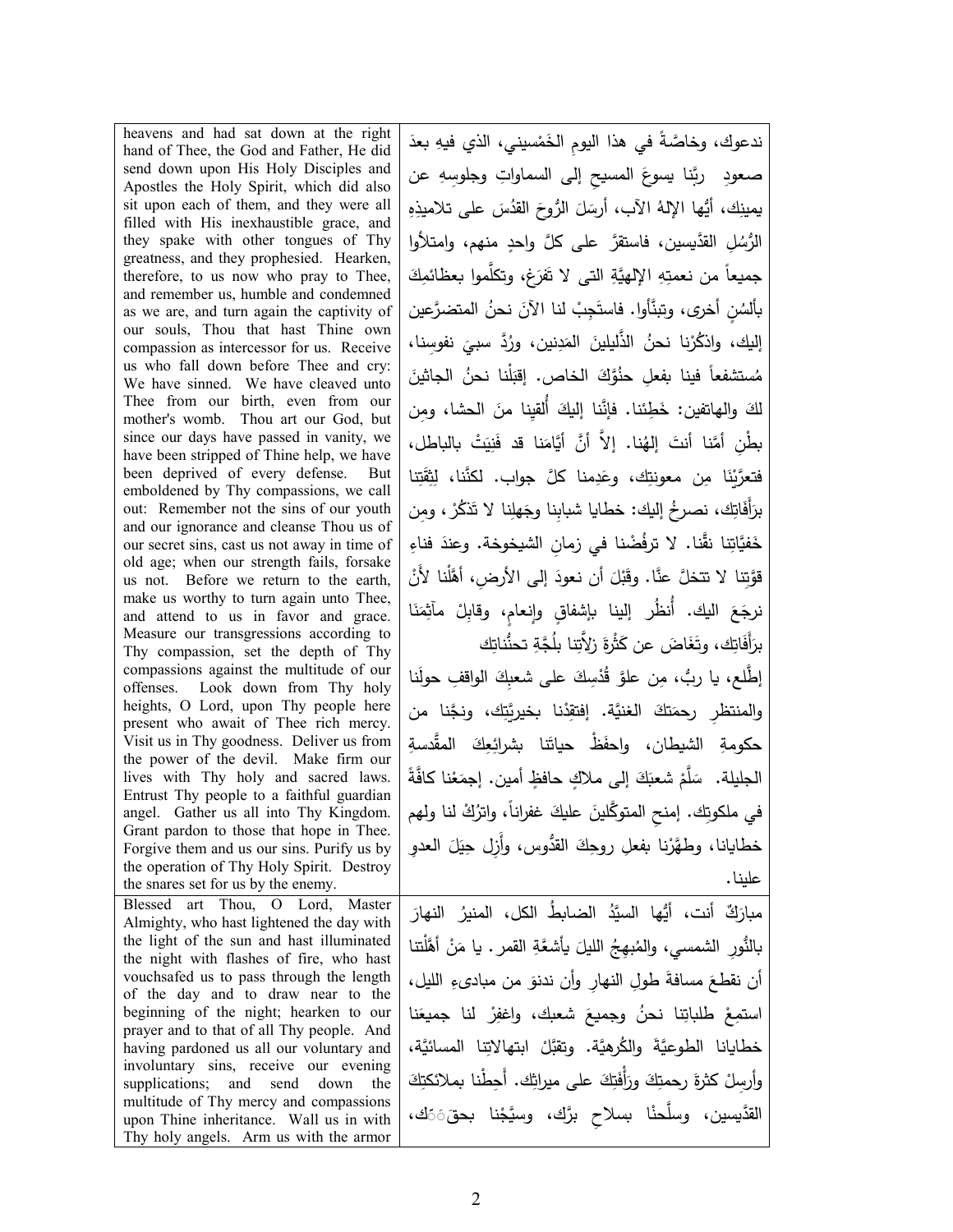| | |
|---|---|
| heavens and had sat down at the right hand of Thee, the God and Father, He did send down upon His Holy Disciples and Apostles the Holy Spirit, which did also sit upon each of them, and they were all filled with His inexhaustible grace, and they spake with other tongues of Thy greatness, and they prophesied. Hearken, therefore, to us now who pray to Thee, and remember us, humble and condemned as we are, and turn again the captivity of our souls, Thou that hast Thine own compassion as intercessor for us. Receive us who fall down before Thee and cry: We have sinned. We have cleaved unto Thee from our birth, even from our mother's womb. Thou art our God, but since our days have passed in vanity, we have been stripped of Thine help, we have been deprived of every defense. But emboldened by Thy compassions, we call out: Remember not the sins of our youth and our ignorance and cleanse Thou us of our secret sins, cast us not away in time of old age; when our strength fails, forsake us not. Before we return to the earth, make us worthy to turn again unto Thee, and attend to us in favor and grace. Measure our transgressions according to Thy compassion, set the depth of Thy compassions against the multitude of our offenses. Look down from Thy holy heights, O Lord, upon Thy people here present who await of Thee rich mercy. Visit us in Thy goodness. Deliver us from the power of the devil. Make firm our lives with Thy holy and sacred laws. Entrust Thy people to a faithful guardian angel. Gather us all into Thy Kingdom. Grant pardon to those that hope in Thee. Forgive them and us our sins. Purify us by the operation of Thy Holy Spirit. Destroy the snares set for us by the enemy. | ندعوك، وخاصَّةً في هذا اليومِ الخَمْسيني، الذي فيهِ بعدَ صعودِ ربِّنا يسوعَ المسيحِ إلى السماواتِ وجلوسِهِ عن يمينِك، أيُّها الإلهُ الآب، أرسَلَ الرُّوحَ القدُسَ على تلاميذِهِ الرُّسُلِ القدِّيسين، فاستقرَّ على كلِّ واحدٍ منهم، وامتلأوا جميعاً من نعمتِهِ الإلهيَّةِ التي لا تفرَغ، وتكلَّموا بعظائمِكَ بألسُنٍ أخرى، وتنبَّأوا. فاستَجِبْ لنا الآنَ نحنُ المتضرِّعين إليك، واذكُرنا نحنُ الذَّليلينَ المَدِنين، ورُدَّ سبيَ نفوسِنا، مُستشفعاً فينا بفعلِ حنُوِّكَ الخاص. إقبَلْنا نحنُ الجاثينَ لكَ والهاتفين: خَطِئنا. فإنَّنا إليكَ أُلقينا منَ الحشا، ومِن بطْنِ أمِّنا أنتَ إلهُنا. إلاَّ أنَّ أيَّامَنا قد فَنِيَتْ بالباطل، فتعرَّيْنَا مِن معونتِك، وعَدِمنا كلَّ جواب. لكنَّنا، لِثِقَتِنا برَأَفاتِك، نصرخُ إليك: خطايا شبابِنا وجَهلِنا لا تَذكُرْ، ومِن خَفِيَّاتِنا نقِّنا. لا ترفُضْنا في زمانِ الشيخوخة. وعندَ فناءِ قوَّتِنا لا تتخلَّ عنَّا. وقَبْلَ أن نعودَ إلى الأرضِ، أهِّلْنا لأَنْ نرجِعَ اليك. أُنظُر إلينا بإشفاقٍ وإنعامٍ، وقابِلْ مآثِمَنا برَأَفاتِك، وتَغَاضَ عن كَثْرَةِ زلاَّتِنا بلُجَّةِ تحنُّناتِك إطَّلِع، يا ربُّ، مِن علوِّ قُدْسِكَ على شعبِكَ الواقفِ حولَنا والمنتظرِ رحمَتَكَ الغنيَّة. إفتقِدْنا بخيريَّتِك، ونجِّنا من حكومةِ الشيطان، واحفَظْ حياتَنا بشرائعِكَ المقدَّسةِ الجليلة. سَلِّمْ شعبَكَ إلى ملاكٍ حافظٍ أمين. اجمَعْنا كافَّةً في ملكوتِك. إمنحِ المتوكِّلينَ عليكَ غفراناً، واترُكْ لنا ولهم خطايانا، وطهِّرْنا بفعلِ روحِكَ القدُّوس، وأَزِلْ حِيَلَ العدوِ علينا. |
| Blessed art Thou, O Lord, Master Almighty, who hast lightened the day with the light of the sun and hast illuminated the night with flashes of fire, who hast vouchsafed us to pass through the length of the day and to draw near to the beginning of the night; hearken to our prayer and to that of all Thy people. And having pardoned us all our voluntary and involuntary sins, receive our evening supplications; and send down the multitude of Thy mercy and compassions upon Thine inheritance. Wall us in with Thy holy angels. Arm us with the armor | مبارَكٌ أنت، أيُّها السيِّدُ الضابطُ الكل، المنيرُ النهارَ بالنُّورِ الشمسي، والمُبهِجُ الليلَ بأشعَّةِ القمر. يا مَنْ أهَّلْتَنا أن نقطعَ مسافةَ طولِ النهارِ وأن ندنوَ من مبادىءِ الليل، استمِعْ طلباتِنا نحنُ وجميعَ شعبك، واغفِرْ لنا جميعَنا خطايانا الطوعيَّةَ والكُرهيَّة. وتقبَّلْ ابتهالاتِنا المسائيَّة، وأرسِلْ كثرةَ رحمتِكَ ورَأْفَتِكَ على ميراثِك. أحِطْنا بملائكتِكَ القدِّيسين، وسلِّحنْا بسلاحِ برِّك، وسيِّجْنا بحقِّك، |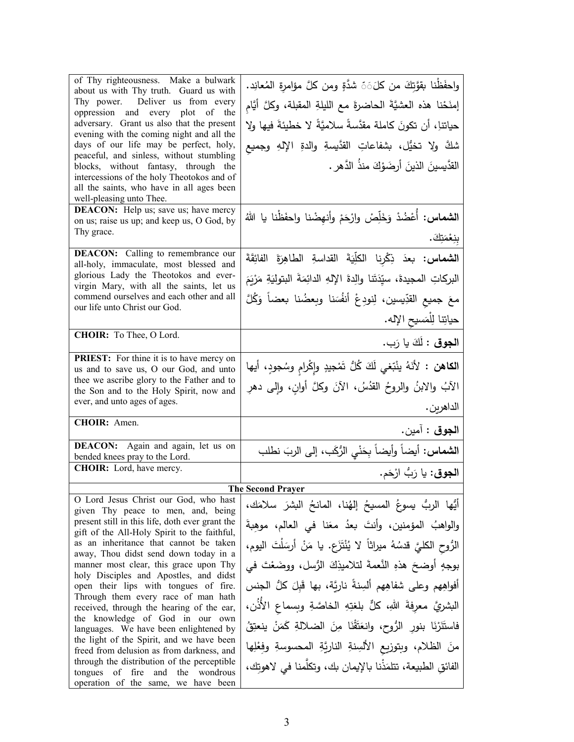| | |
|---|---|
| of Thy righteousness. Make a bulwark about us with Thy truth. Guard us with Thy power. Deliver us from every oppression and every plot of the adversary. Grant us also that the present evening with the coming night and all the days of our life may be perfect, holy, peaceful, and sinless, without stumbling blocks, without fantasy, through the intercessions of the holy Theotokos and of all the saints, who have in all ages been well-pleasing unto Thee. | واحفَظْنا بقوَّتِكَ من كلِّ شدَّةٍ ومن كلَّ مؤامرةِ المُعانِد. إمنَحْنا هذه العشيَّةَ الحاضرةَ مع الليلةِ المقبلة، وكلَّ أيَّامِ حياتنا، أن تكونَ كاملة مقدَّسةً سلاميَّةً لا خطيئةَ فيها ولا شكَّ ولا تخيُّل، بشفاعاتِ القدّيسةِ والدةِ الإلهِ وجميعِ القدّيسينَ الذينَ أرضَوْكَ منذُ الدَّهر. |
| **DEACON:** Help us; save us; have mercy on us; raise us up; and keep us, O God, by Thy grace. | **الشماس:** أُعْضُدْ وَخَلِّصْ وارْحَمْ وأنهِضْنا واحفَظْنا يا اللهُ بِنِعْمَتِكَ. |
| **DEACON:** Calling to remembrance our all-holy, immaculate, most blessed and glorious Lady the Theotokos and ever-virgin Mary, with all the saints, let us commend ourselves and each other and all our life unto Christ our God. | **الشماس:** بعدَ ذِكْرِنا الكلِّيَةَ القداسةِ الطاهِرَةَ الفائِقَةَ البركاتِ المجيدةَ، سيِّدَتَنا والِدةَ الإلهِ الدائمَةَ البتوليَةِ مَرْيَمَ معَ جميعِ القدّيسين، لِنودِعْ أنفُسَنا وبعضُنا بعضاً وَكُلَّ حياتِنا لِلْمَسيحِ الإله. |
| **CHOIR:** To Thee, O Lord. | **الجوق :** لَكَ يا رَب. |
| **PRIEST:** For thine it is to have mercy on us and to save us, O our God, and unto thee we ascribe glory to the Father and to the Son and to the Holy Spirit, now and ever, and unto ages of ages. | **الكاهن :** لأنَهُ يَنْبَغي لَكَ كُلُّ تَمْجيدٍ وإكْرامٍ وسُجودٍ، أيها الآبُ والابنُ والروحُ القدُسُ، الآنَ وكلَّ أوانٍ، وإلى دهرِ الداهرين. |
| **CHOIR:** Amen. | **الجوق :** آمين. |
| **DEACON:** Again and again, let us on bended knees pray to the Lord. | **الشماس:** أيضاً وأيضاً بِحَنْيِ الرُّكَبِ، إلى الربَ نطلب |
| **CHOIR:** Lord, have mercy. | **الجوق:** يا رَبُّ ارْحَم. |

**The Second Prayer**

| | |
|---|---|
| O Lord Jesus Christ our God, who hast given Thy peace to men, and, being present still in this life, doth ever grant the gift of the All-Holy Spirit to the faithful, as an inheritance that cannot be taken away, Thou didst send down today in a manner most clear, this grace upon Thy holy Disciples and Apostles, and didst open their lips with tongues of fire. Through them every race of man hath received, through the hearing of the ear, the knowledge of God in our own languages. We have been enlightened by the light of the Spirit, and we have been freed from delusion as from darkness, and through the distribution of the perceptible tongues of fire and the wondrous operation of the same, we have been | أيُّها الربُّ يسوعُ المسيحُ إلهُنا، المانحُ البشرَ سلامَك، والواهبُ المؤمنين، وأنتَ بعدُ معَنا في العالم، موهِبةَ الرُّوحِ الكليِّ قدسُهُ ميراثاً لا يُنْتَزَع. يا مَنْ أرسَلْتَ اليوم، بوجهٍ أوضحَ هذهِ النِّعمةَ لتلاميذِكَ الرُّسل، ووضَعْتَ في أفواهِهِم وعلى شفاهِهِم ألسِنةً ناريَّة، بها قَبِلَ كلُّ الجنسِ البشريِّ معرفةَ اللهِ، كلٌّ بلغتِهِ الخاصَّةِ وبسماعِ الأُذُن، فاستَنَرْنَا بنورِ الرُّوح، وانعَتَقْنَا مِنَ الضلالةِ كَمَنْ ينعتِقُ منَ الظلام، وبتوزيعِ الألسِنةِ الناريَّةِ المحسوسةِ وفِعْلِها الفائقِ الطبيعة، تتلمَذْنا بالإيمانِ بك، وتكلَّمنا في لاهوتِك، |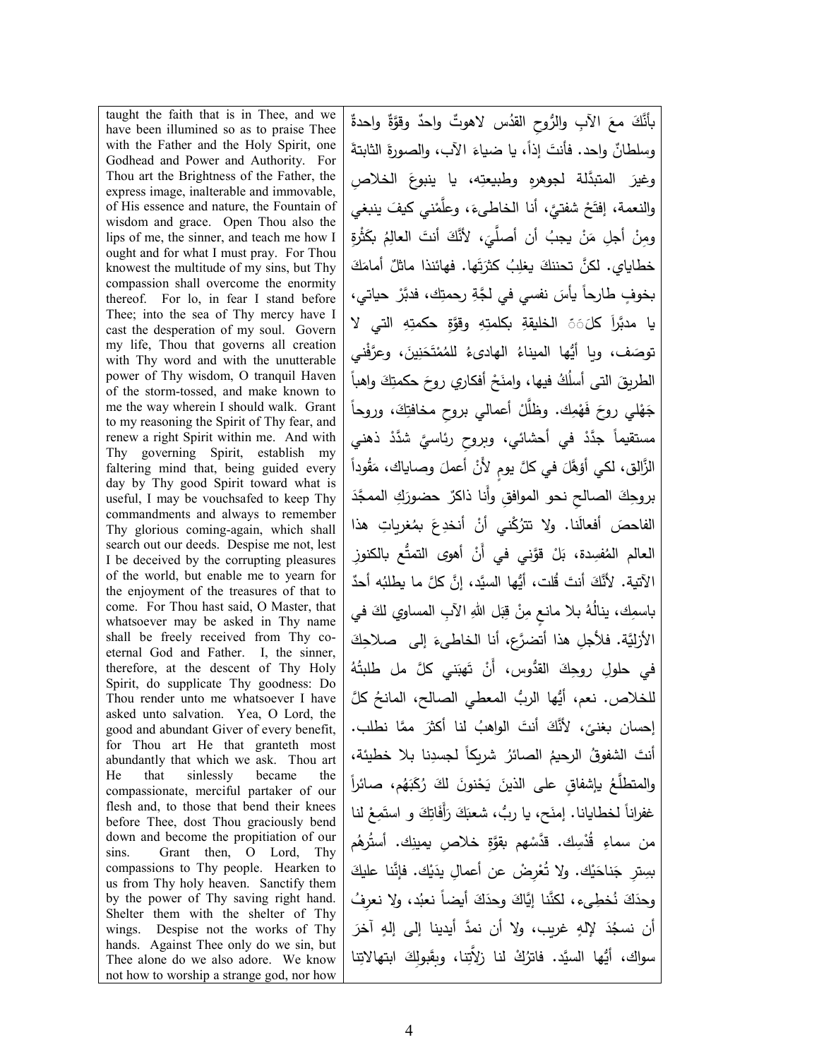| | |
|---|---|
| taught the faith that is in Thee, and we have been illumined so as to praise Thee with the Father and the Holy Spirit, one Godhead and Power and Authority. For Thou art the Brightness of the Father, the express image, inalterable and immovable, of His essence and nature, the Fountain of wisdom and grace. Open Thou also the lips of me, the sinner, and teach me how I ought and for what I must pray. For Thou knowest the multitude of my sins, but Thy compassion shall overcome the enormity thereof. For lo, in fear I stand before Thee; into the sea of Thy mercy have I cast the desperation of my soul. Govern my life, Thou that governs all creation with Thy word and with the unutterable power of Thy wisdom, O tranquil Haven of the storm-tossed, and make known to me the way wherein I should walk. Grant to my reasoning the Spirit of Thy fear, and renew a right Spirit within me. And with Thy governing Spirit, establish my faltering mind that, being guided every day by Thy good Spirit toward what is useful, I may be vouchsafed to keep Thy commandments and always to remember Thy glorious coming-again, which shall search out our deeds. Despise me not, lest I be deceived by the corrupting pleasures of the world, but enable me to yearn for the enjoyment of the treasures of that to come. For Thou hast said, O Master, that whatsoever may be asked in Thy name shall be freely received from Thy co-eternal God and Father. I, the sinner, therefore, at the descent of Thy Holy Spirit, do supplicate Thy goodness: Do Thou render unto me whatsoever I have asked unto salvation. Yea, O Lord, the good and abundant Giver of every benefit, for Thou art He that granteth most abundantly that which we ask. Thou art He that sinlessly became the compassionate, merciful partaker of our flesh and, to those that bend their knees before Thee, dost Thou graciously bend down and become the propitiation of our sins. Grant then, O Lord, Thy compassions to Thy people. Hearken to us from Thy holy heaven. Sanctify them by the power of Thy saving right hand. Shelter them with the shelter of Thy wings. Despise not the works of Thy hands. Against Thee only do we sin, but Thee alone do we also adore. We know not how to worship a strange god, nor how | بأنَّكَ معَ الآبِ والرُّوحِ القدُس لاهوتٌ واحدٌ وقوَّةٌ واحدةٌ وسلطانٌ واحد. فأنتَ إذاً، يا ضياءَ الآب، والصورةَ الثابتةَ وغيرَ المتبدِّلة لجوهرِهِ وطبيعتِه، يا ينبوعَ الخلاصِ والنعمة، إفتَحْ شفتيَّ، أنا الخاطىءَ، وعلِّمْني كيفَ ينبغي ومِنْ أجلِ مَنْ يجبُ أن أصلِّيَ، لأنَّكَ أنتَ العالِمُ بكَثْرةِ خطاياي. لكنَّ تحننكَ يغلِبُ كثرَتَها. فهائنذا ماثلٌ أمامَكَ بخوفٍ طارحاً يأسَ نفسي في لجَّةِ رحمتِك، فدبِّرْ حياتي، يا مدبِّراً كلَّ الخليقةِ بكلمتِهِ وقوَّةِ حكمتِهِ التي لا توصَف، ويا أيُّها الميناءُ الهادىءُ للمُمْتَحَنِينَ، وعرِّفْني الطريقَ التي أسلُكُ فيها، وامنَحْ أفكاري روحَ حكمتِكَ واهباً جَهْلي روحَ فَهْمِك. وظلِّلْ أعمالي بروحِ مخافتِكَ، وروحاً مستقيماً جدِّدْ في أحشائي، وبروحٍ رئاسيٍّ شدِّدْ ذهني الزَّالق، لكي أؤهَّلَ في كلِّ يومٍ لأَنْ أعملَ وصاياك، مَقُوداً بروحِكَ الصالحِ نحو الموافقِ وأنا ذاكرٌ حضورَكِ الممجَّدَ الفاحصَ أفعالَنا. ولا تترُكْني أنْ أنخدِعَ بمُغرياتِ هذا العالمِ المُفسِدة، بَلْ قوِّني في أنْ أهوى التمتُّعَ بالكنوزِ الآتية. لأنَّكَ أنتَ قُلت، أيُّها السيِّد، إنَّ كلَّ ما يطلبُه أحدٌ باسمِك، ينالُهُ بلا مانعٍ مِنْ قِبَلِ اللهِ الآبِ المساوي لكَ في الأزليَّة. فلأجلِ هذا أتضرَّع، أنا الخاطىءَ إلى صلاحِكَ في حلولِ روحِكَ القدُّوس، أنْ تَهبَني كلَّ مل طلبتُهُ للخلاص. نعم، أيُّها الربُّ المعطي الصالح، المانحُ كلَّ إحسانٍ بغنىً، لأنَّكَ أنتَ الواهبُ لنا أكثرَ ممَّا نطلب. أنتَ الشفوقُ الرحيمُ الصائرُ شريكاً لجسدِنا بلا خطيئة، والمتطلِّعُ بإشفاقٍ على الذينَ يَحْنونَ لكَ رُكَبَهُم، صائراً غفراناً لخطايانا. إمنَح، يا ربُّ، شعبَكَ رَأْفَاتِكَ و استَمِعْ لنا من سماءِ قُدْسِك. قدِّسْهم بقوَّةِ خلاصِ يمينِك. أسترُهُم بسِترِ جَناحَيْك. ولا تُعْرِضْ عن أعمالِ يدَيْك. فإنَّنا عليكَ وحدَكَ نُخطِىء، لكنَّنا إيَّاكَ وحدَكَ أيضاً نعبُد، ولا نعرِفُ أن نسجُدَ لإلهٍ غريب، ولا أن نمدَّ أيدينا إلى إلهٍ آخرَ سواك، أيُّها السيِّد. فاترُكْ لنا زلاَّتِنا، وبقَبولِكَ ابتهالاتِنا |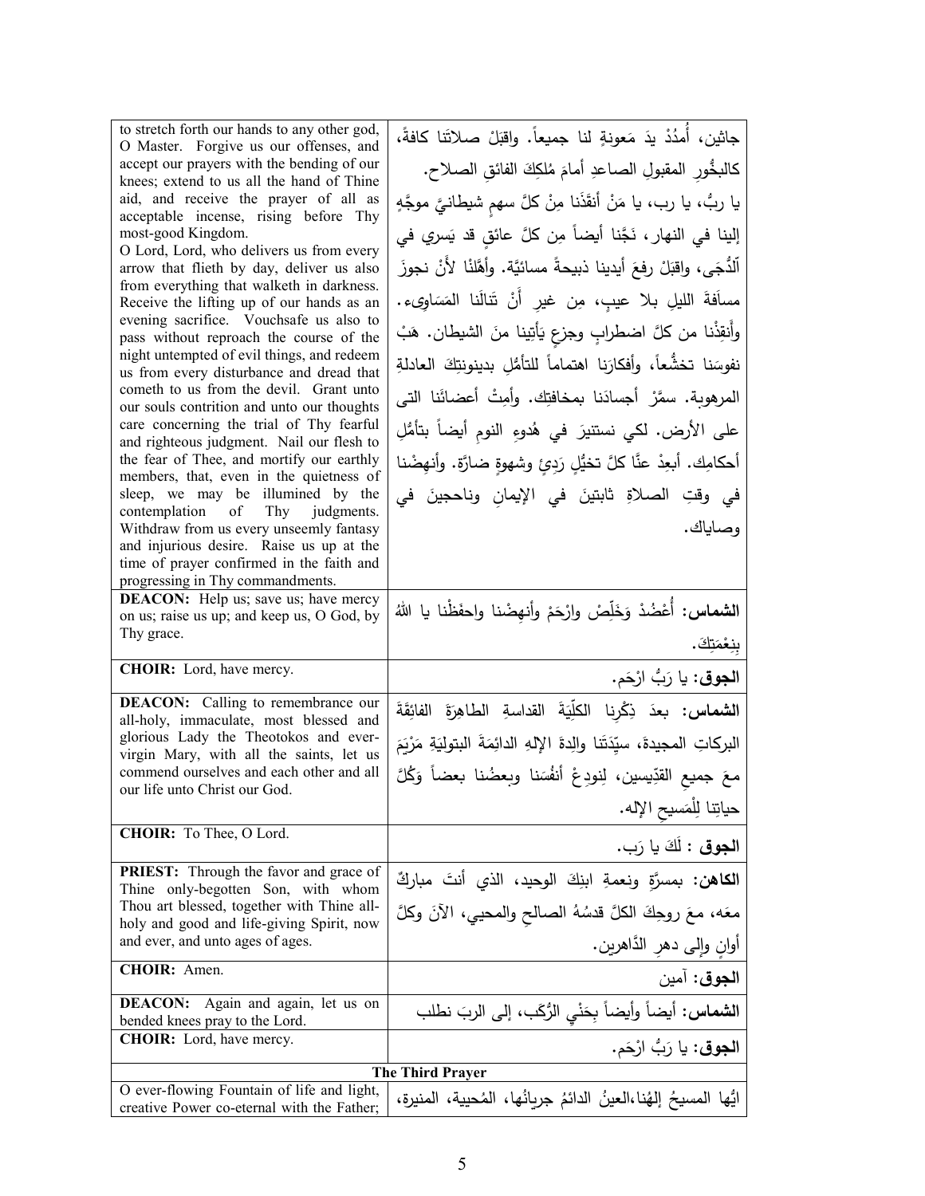| to stretch forth our hands to any other god, O Master. Forgive us our offenses, and accept our prayers with the bending of our knees; extend to us all the hand of Thine aid, and receive the prayer of all as acceptable incense, rising before Thy most-good Kingdom. O Lord, Lord, who delivers us from every arrow that flieth by day, deliver us also from everything that walketh in darkness. Receive the lifting up of our hands as an evening sacrifice. Vouchsafe us also to pass without reproach the course of the night untempted of evil things, and redeem us from every disturbance and dread that cometh to us from the devil. Grant unto our souls contrition and unto our thoughts care concerning the trial of Thy fearful and righteous judgment. Nail our flesh to the fear of Thee, and mortify our earthly members, that, even in the quietness of sleep, we may be illumined by the contemplation of Thy judgments. Withdraw from us every unseemly fantasy and injurious desire. Raise us up at the time of prayer confirmed in the faith and progressing in Thy commandments. | جاثين، أُمدُدْ يدَ مَعونةٍ لنا جميعاً. واقبَلْ صلاتَنا كافةً، كالبخُّورِ المقبولِ الصاعدِ أمامَ مُلكِكَ الفائقِ الصلاح. يا ربُّ، يا رب، يا مَنْ أنقَذَنا مِنْ كلَّ سهمٍ شيطانيَّ موجَّهٍ إلينا في النهار، نَجِّنا أيضاً مِن كلَّ عائقٍ قد يَسري في ٱلدُّجَى، واقبَلْ رفعَ أيدينا ذبيحةً مسائيَّة. وأهِّلْنا لأنْ نجوزَ مسافَةَ الليلِ بلا عيبٍ، مِن غير أنْ تنالَنا المَساوِيء. وأَنقِذْنا من كلَّ اضطرابٍ وجزعٍ يَأتينا منَ الشيطان. هَبْ نفوسَنا تخشُّعاً، وأفكارَنا اهتماماً للتأمُّلِ بدينونتِكَ العادلةِ المرهوبة. سمِّرْ أجسادَنا بمخافتِك. وأمِتْ أعضائَنا التى على الأرض. لكي نستنيرَ في هُدوءِ النومِ أيضاً بتأمُّلِ أحكامِك. أبعِدْ عنَّا كلَّ تخيُّلٍ رَدِئٍ وشهوةٍ ضارَّة. وأنهِضْنا في وقتِ الصلاةِ ثابتينَ في الإيمانِ وناجحينَ في وصاياك. |
|---|---|
| **DEACON:** Help us; save us; have mercy on us; raise us up; and keep us, O God, by Thy grace. | **الشماس:** أُعْضُدْ وَخَلِّصْ وارْحَمْ وأنهِضْنا واحفَظْنا يا اللهُ بِنِعْمَتِكَ. |
| **CHOIR:** Lord, have mercy. | **الجوق:** يا رَبُّ ارْحَم. |
| **DEACON:** Calling to remembrance our all-holy, immaculate, most blessed and glorious Lady the Theotokos and ever-virgin Mary, with all the saints, let us commend ourselves and each other and all our life unto Christ our God. | **الشماس:** بعدَ ذِكْرِنا الكلِّيَةَ القداسةِ الطاهِرَةَ الفائِقَةَ البركاتِ المجيدةَ، سيّدَتَنا والِدةَ الإلهِ الدائِمَةَ البتوليَةِ مَرْيَمَ معَ جميعِ القدّيسين، لِنودِعْ أنفُسَنا وبعضُنا بعضاً وَكُلَّ حياتِنا لِلْمَسيحِ الإله. |
| **CHOIR:** To Thee, O Lord. | **الجوق :** لَكَ يا رَب. |
| **PRIEST:** Through the favor and grace of Thine only-begotten Son, with whom Thou art blessed, together with Thine all-holy and good and life-giving Spirit, now and ever, and unto ages of ages. | **الكاهن:** بمسرَّةِ ونعمةِ ابنِكَ الوحيد، الذي أنتَ مباركٌ معَه، معَ روحِكَ الكلِّ قدسُهُ الصالحِ والمحيي، الآنَ وكلَّ أوانٍ وإلى دهرِ الدَّاهرين. |
| **CHOIR:** Amen. | **الجوق:** آمين |
| **DEACON:** Again and again, let us on bended knees pray to the Lord. | **الشماس:** أيضاً وأيضاً بِحَنْيِ الرُّكَب، إلى الربِّ نطلب |
| **CHOIR:** Lord, have mercy. | **الجوق:** يا رَبُّ ارْحَم. |
| **The Third Prayer** | |
| O ever-flowing Fountain of life and light, creative Power co-eternal with the Father; | ايُّها المسيحُ إلهُنا،العينُ الدائمُ جريانُها، المُحيية، المنيرة، |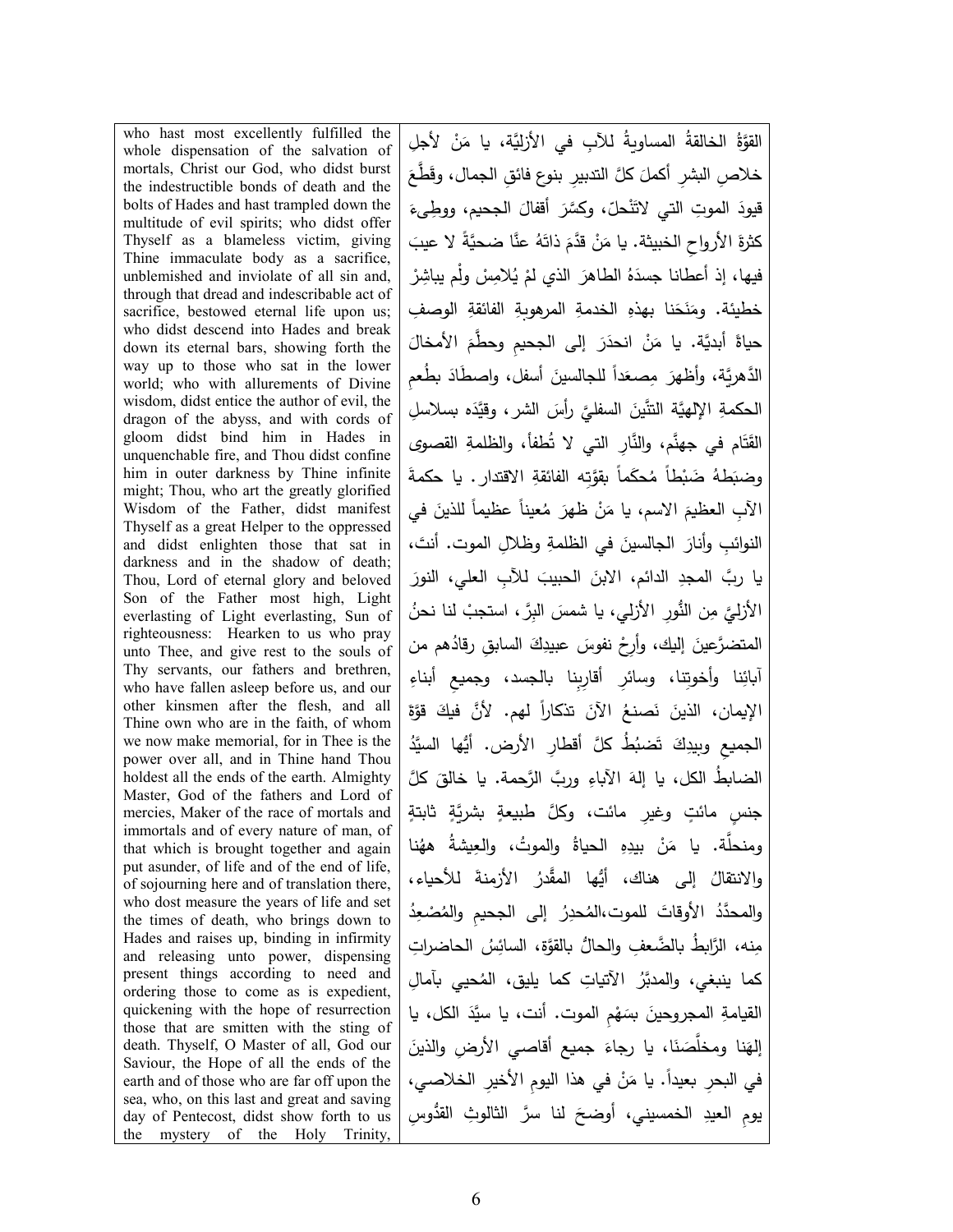| who hast most excellently fulfilled the whole dispensation of the salvation of mortals, Christ our God, who didst burst the indestructible bonds of death and the bolts of Hades and hast trampled down the multitude of evil spirits; who didst offer Thyself as a blameless victim, giving Thine immaculate body as a sacrifice, unblemished and inviolate of all sin and, through that dread and indescribable act of sacrifice, bestowed eternal life upon us; who didst descend into Hades and break down its eternal bars, showing forth the way up to those who sat in the lower world; who with allurements of Divine wisdom, didst entice the author of evil, the dragon of the abyss, and with cords of gloom didst bind him in Hades in unquenchable fire, and Thou didst confine him in outer darkness by Thine infinite might; Thou, who art the greatly glorified Wisdom of the Father, didst manifest Thyself as a great Helper to the oppressed and didst enlighten those that sat in darkness and in the shadow of death; Thou, Lord of eternal glory and beloved Son of the Father most high, Light everlasting of Light everlasting, Sun of righteousness: Hearken to us who pray unto Thee, and give rest to the souls of Thy servants, our fathers and brethren, who have fallen asleep before us, and our other kinsmen after the flesh, and all Thine own who are in the faith, of whom we now make memorial, for in Thee is the power over all, and in Thine hand Thou holdest all the ends of the earth. Almighty Master, God of the fathers and Lord of mercies, Maker of the race of mortals and immortals and of every nature of man, of that which is brought together and again put asunder, of life and of the end of life, of sojourning here and of translation there, who dost measure the years of life and set the times of death, who brings down to Hades and raises up, binding in infirmity and releasing unto power, dispensing present things according to need and ordering those to come as is expedient, quickening with the hope of resurrection those that are smitten with the sting of death. Thyself, O Master of all, God our Saviour, the Hope of all the ends of the earth and of those who are far off upon the sea, who, on this last and great and saving day of Pentecost, didst show forth to us the mystery of the Holy Trinity, | القوَّةُ الخالقةُ المساويةُ للآبِ في الأزليَّة، يا مَنْ لأجلِ خلاصِ البشرِ أكملَ كلَّ التدبيرِ بنوعٍ فائقِ الجمال، وقَطَّعَ قيودَ الموتِ التي لاتَنْحلّ، وكسَّرَ أقفالَ الجحيم، ووطِىءَ كثرةَ الأرواحِ الخبيثة. يا مَنْ قدَّمَ ذاتَهُ عنَّا ضحيَّةً لا عيبَ فيها، إذ أعطانا جسدَهُ الطاهرَ الذي لمْ يُلامِسْ ولَم يباشِرْ خطيئة. ومَنَحَنا بهذهِ الخدمةِ المرهوبةِ الفائقةِ الوصفِ حياةً أبديَّة. يا مَنْ انحدَرَ إلى الجحيمِ وحطَّمَ الأمخالَ الدَّهريَّة، وأظهرَ مِصعَداً للجالسينَ أسفل، واصطَادَ بطُعمِ الحكمةِ الإلهيَّة التِّنينَ السفليَّ رأسَ الشر، وقيَّدَه بسلاسلِ القَتَام في جهنَّم، والنَّارِ التي لا تُطفأ، والظلمةِ القصوى وضبَطهُ ضَبْطاً مُحكَماً بقوَّتِه الفائقةِ الاقتدار. يا حكمةَ الآبِ العظيمَ الاسم، يا مَنْ ظهرَ مُعيناً عظيماً للذينَ في النوائبِ وأنارَ الجالسينَ في الظلمةِ وظلالِ الموت. أنتَ، يا ربَّ المجدِ الدائم، الابنَ الحبيبَ للآبِ العلي، النورَ الأزليَّ مِن النُّورِ الأزلي، يا شمسَ البرِّ، استجبْ لنا نحنُ المتضرِّعينَ إليك، وأرِحْ نفوسَ عبيدِكَ السابقِ رقادُهم من آبائِنا وأخوتِنا، وسائرِ أقاربِنا بالجسد، وجميعِ أبناءِ الإيمان، الذينَ نَصنعُ الآنَ تذكاراً لهم. لأنَّ فيكَ قوَّةَ الجميعِ وبيدِكَ تَضبُطُ كلَّ أقطارِ الأرض. أيُّها السيِّدُ الضابطُ الكل، يا إلهَ الآباءِ وربَّ الرَّحمة. يا خالقَ كلَّ جنسٍ مائتٍ وغيرِ مائت، وكلَّ طبيعةٍ بشريَّةٍ ثابتةٍ ومنحلَّة. يا مَنْ بيدِهِ الحياةُ والموتُ، والعِيشةُ ههُنا والانتقالُ إلى هناك، أيُّها المقَّدرُ الأزمنةَ للأحياء، والمحدَّدُ الأوقاتَ للموت،المُحدِرُ إلى الجحيمِ والمُصْعِدُ منه، الرَّابطُ بالضَّعفِ والحالُّ بالقوَّة، السائِسُ الحاضراتِ كما ينبغي، والمدبِّرُ الآتياتِ كما يليق، المُحيي بآمالِ القيامةِ المجروحينَ بسَهْمِ الموت. أنت، يا سيِّدَ الكل، يا إلهَنا ومخلِّصَنَا، يا رجاءَ جميعِ أقاصي الأرضِ والذينَ في البحرِ بعيداً. يا مَنْ في هذا اليومِ الأخيرِ الخلاصي، يومِ العيدِ الخمسيني، أوضحَ لنا سرَّ الثالوثِ القدُّوسِ |
|---|---|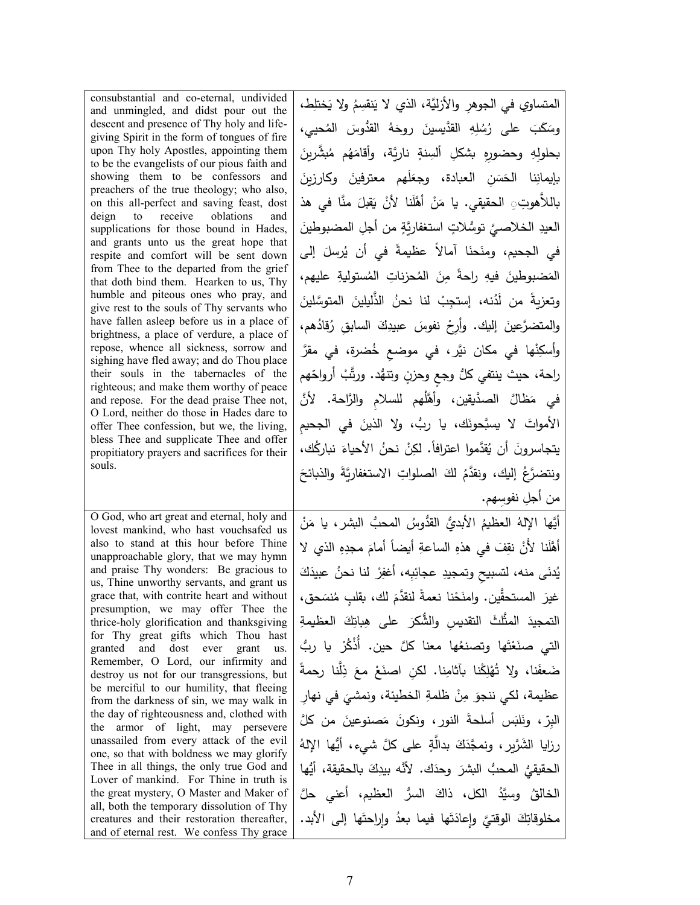| | |
|---|---|
| consubstantial and co-eternal, undivided and unmingled, and didst pour out the descent and presence of Thy holy and life-giving Spirit in the form of tongues of fire upon Thy holy Apostles, appointing them to be the evangelists of our pious faith and showing them to be confessors and preachers of the true theology; who also, on this all-perfect and saving feast, dost deign to receive oblations and supplications for those bound in Hades, and grants unto us the great hope that respite and comfort will be sent down from Thee to the departed from the grief that doth bind them. Hearken to us, Thy humble and piteous ones who pray, and give rest to the souls of Thy servants who have fallen asleep before us in a place of brightness, a place of verdure, a place of repose, whence all sickness, sorrow and sighing have fled away; and do Thou place their souls in the tabernacles of the righteous; and make them worthy of peace and repose. For the dead praise Thee not, O Lord, neither do those in Hades dare to offer Thee confession, but we, the living, bless Thee and supplicate Thee and offer propitiatory prayers and sacrifices for their souls. | المتساوي في الجوهرِ والأزليَّة، الذي لا يَنقسِمُ ولا يَختلِط، وسَكَبَ على رُسُلِهِ القدِّيسينَ روحَهُ القدُّوسَ المُحيي، بحلولِهِ وحضورِهِ بشكلِ ألسِنةٍ ناريَّة، وأقامَهُم مُبشَّرينَ بإيمانِنا الحَسَنِ العبادة، وجعَلَهم معترفينَ وكارزينَ باللاَّهوتِ الحقيقي. يا مَنْ أهَّلَنا لأنْ يَقبلَ منَّا في هذ العيدِ الخلاصيِّ توسُّلاتٍ استغفاريَّةٍ من أجلِ المضبوطينَ في الجحيم، ومنَحنَا آمالاً عظيمةً في أن يُرسلَ إلى المَضبوطينَ فيهِ راحةً مِنَ المُحزناتِ المُستوليةِ عليهم، وتعزيةً من لَدُنه، إستجِبْ لنا نحنُ الذَّليلينَ المتوسِّلينَ والمتضرِّعينَ إليك. وأرِحْ نفوسَ عبيدِكَ السابقِ رُقادُهم، وأسكِنْها في مكانٍ نيِّر، في موضعٍ خُضرة، في مقرِّ راحة، حيث ينتفي كلُّ وجعٍ وحزنٍ وتنهُّد. ورتِّبْ أرواحَهم في مَظالِّ الصدِّيقين، وأهِّلْهم للسلامِ والرَّاحة. لأنَّ الأمواتَ لا يسبِّحونَك، يا ربُّ، ولا الذينَ في الجحيمِ يتجاسرونَ أن يُقدِّموا اعترافاً. لكِنْ نحنُ الأحياءَ نباركُك، ونتضرَّعُ إليك، ونقدِّمُ لكَ الصلواتِ الاستغفاريَّةَ والذبائحَ من أجلِ نفوسِهم. |
| O God, who art great and eternal, holy and lovest mankind, who hast vouchsafed us also to stand at this hour before Thine unapproachable glory, that we may hymn and praise Thy wonders: Be gracious to us, Thine unworthy servants, and grant us grace that, with contrite heart and without presumption, we may offer Thee the thrice-holy glorification and thanksgiving for Thy great gifts which Thou hast granted and dost ever grant us. Remember, O Lord, our infirmity and destroy us not for our transgressions, but be merciful to our humility, that fleeing from the darkness of sin, we may walk in the day of righteousness and, clothed with the armor of light, may persevere unassailed from every attack of the evil one, so that with boldness we may glorify Thee in all things, the only true God and Lover of mankind. For Thine in truth is the great mystery, O Master and Maker of all, both the temporary dissolution of Thy creatures and their restoration thereafter, and of eternal rest. We confess Thy grace | أيُّها الإلهُ العظيمُ الأبديُّ القدُّوسُ المحبُّ البشر، يا مَنْ أهَّلَنا لأَنْ نقِفَ في هذهِ الساعةِ أيضاً أمامَ مجدِهِ الذي لا يُدنَى منه، لتسبيحِ وتمجيدِ عجائبِه، أغفِرْ لنا نحنُ عبيدَكَ غيرَ المستحقِّين. وامنَحْنا نعمةً لنقدِّمَ لك، بقلبٍ مُنسَحق، التمجيدَ المثَّلثَ التقديسِ والشُّكرَ على هِباتِكَ العظيمةِ التي صنَعْتَها وتصنعُها معنا كلَّ حين. أُذْكُرْ يا ربُّ ضَعفَنا، ولا تُهْلِكْنا بآثامِنا. لكنِ اصنَعْ معَ ذِلَّنا رحمةً عظيمة، لكي ننجوَ مِنْ ظلمةِ الخطيئة، ونمشيَ في نهارِ البِرّ، ونَلبَس أسلحةَ النور، ونكونَ مَصنوعينَ من كلِّ رزايا الشرِّير، ونمجِّدَكَ بدالَّةٍ على كلِّ شيء، أيُّها الإلهُ الحقيقيُّ المحبُّ البشرَ وحدَك. لأنَّه بيدِكَ بالحقيقة، أيُّها الخالقُ وسيِّدُ الكل، ذاكَ السرُّ العظيم، أعني حلَّ مخلوقاتِكَ الوقتيَّ وإعادَتَها فيما بعدُ وإراحتَها إلى الأبد. |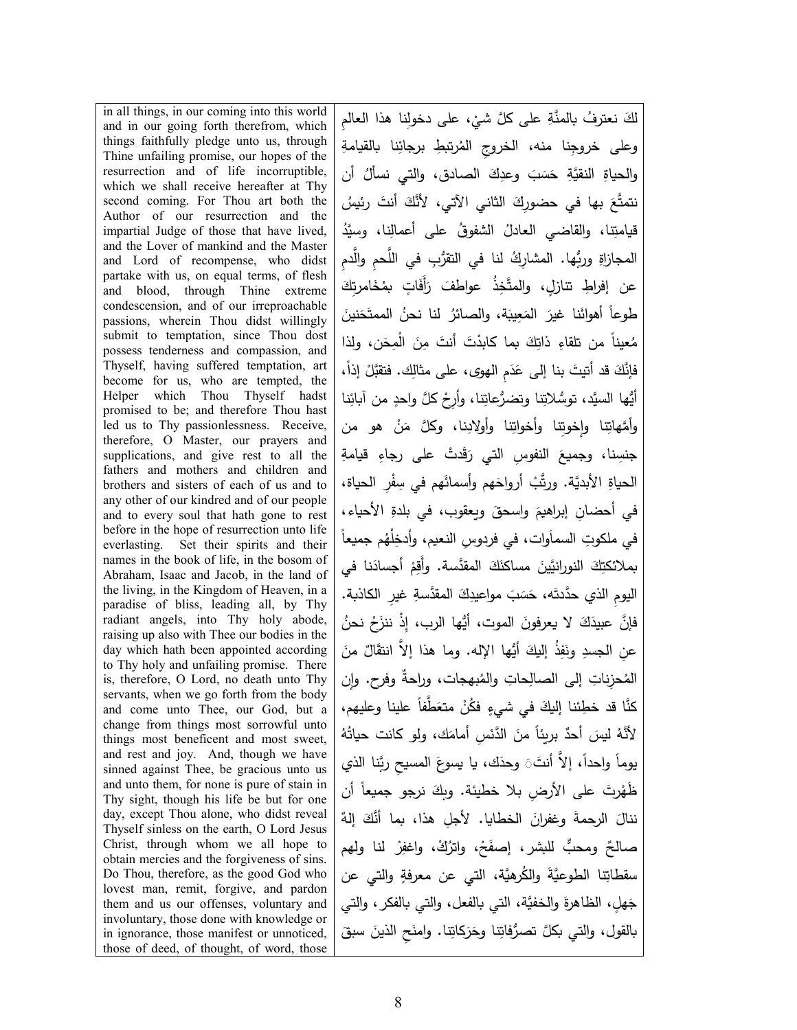| | |
|---|---|
| in all things, in our coming into this world and in our going forth therefrom, which things faithfully pledge unto us, through Thine unfailing promise, our hopes of the resurrection and of life incorruptible, which we shall receive hereafter at Thy second coming. For Thou art both the Author of our resurrection and the impartial Judge of those that have lived, and the Lover of mankind and the Master and Lord of recompense, who didst partake with us, on equal terms, of flesh and blood, through Thine extreme condescension, and of our irreproachable passions, wherein Thou didst willingly submit to temptation, since Thou dost possess tenderness and compassion, and Thyself, having suffered temptation, art become for us, who are tempted, the Helper which Thou Thyself hadst promised to be; and therefore Thou hast led us to Thy passionlessness. Receive, therefore, O Master, our prayers and supplications, and give rest to all the fathers and mothers and children and brothers and sisters of each of us and to any other of our kindred and of our people and to every soul that hath gone to rest before in the hope of resurrection unto life everlasting. Set their spirits and their names in the book of life, in the bosom of Abraham, Isaac and Jacob, in the land of the living, in the Kingdom of Heaven, in a paradise of bliss, leading all, by Thy radiant angels, into Thy holy abode, raising up also with Thee our bodies in the day which hath been appointed according to Thy holy and unfailing promise. There is, therefore, O Lord, no death unto Thy servants, when we go forth from the body and come unto Thee, our God, but a change from things most sorrowful unto things most beneficent and most sweet, and rest and joy. And, though we have sinned against Thee, be gracious unto us and unto them, for none is pure of stain in Thy sight, though his life be but for one day, except Thou alone, who didst reveal Thyself sinless on the earth, O Lord Jesus Christ, through whom we all hope to obtain mercies and the forgiveness of sins. Do Thou, therefore, as the good God who lovest man, remit, forgive, and pardon them and us our offenses, voluntary and involuntary, those done with knowledge or in ignorance, those manifest or unnoticed, those of deed, of thought, of word, those | لكَ نعترفُ بالمنَّةِ على كلِّ شيْ، على دخولِنا هذا العالمِ وعلى خروجِنا منه، الخروجِ المُرتبطِ برجائِنا بالقيامةِ والحياةِ النقيَّةِ حَسَبَ وعدِكَ الصادق، والتي نسألُ أن نتمتَّعَ بها في حضورِكَ الثاني الآتي، لأنَّكَ أنتَ رئيسُ قيامتِنا، والقاضي العادلُ الشفوقُ على أعمالِنا، وسيِّدُ المجازاةِ وربُّها. المشاركُ لنا في التقرُّبِ في اللَّحمِ والدَّمِ عن إفراطِ تنازلٍ، والمتَّخِذُ عواطفَ رَأْفَاتٍ بمُخَامرتِكَ طوعاً أهواءَنا غيرَ المَعِيبَة، والصائرُ لنا نحنُ الممتَحَنينَ مُعيناً من تلقاءِ ذاتِكَ بما كابدْتَ أنتَ مِنَ الْمِحَن، ولذا فإنَّكَ قد أتيتَ بنا إلى عَدَمِ الهوى، على مثالِك. فتقبَّلْ إذاً، أيُّها السيَّد، توسُّلاتِنا وتضرُّعاتِنا، وأرِحْ كلَّ واحدٍ من آبائِنا وأمَّهاتِنا وإخوتِنا وأخواتِنا وأولادِنا، وكلَّ مَنْ هو من جنسِنا، وجميعَ النفوسِ التي رَقَّدتْ على رجاءِ قيامةِ الحياةِ الأبديَّة. ورتِّبْ أرواحَهم وأسمائَهم في سِفْرِ الحياة، في أحضانِ إبراهيمَ واسحقَ ويعقوب، في بلدةِ الأحياء، في ملكوتِ السماوات، في فردوسِ النعيم، وأدخِلْهُم جميعاً بملائكتِكَ النورانيِّينَ مساكنَكَ المقدَّسة. وأقِمْ أجسادَنا في اليومِ الذي حدَّدتَه، حَسَبَ مواعيدِكَ المقدَّسةِ غيرِ الكاذبة. فإنَّ عبيدَكَ لا يعرفونَ الموت، أيُّها الرب، إذْ ننزَحُ نحنُ عنِ الجسدِ ونَفِدُ إليكَ أيُّها الإله. وما هذا إلاَّ انتقَالٌ منَ المُحزناتِ إلى الصالِحاتِ والمُبهجات، وراحةٌ وفرح. وإن كنَّا قد خطِئنا إليكَ في شيءٍ فكُنْ متعَطِّفاً علينا وعليهم، لأنَّهُ ليسَ أحدٌ بريئاً منَ الدَّنَسِ أمامَك، ولو كانت حياتُهُ يوماً واحداً، إلاَّ أنتَ وحدَك، يا يسوعَ المسيحِ ربَّنا الذي ظَهْرتَ على الأرضِ بلا خطيئة. وبكَ نرجو جميعاً أن ننالَ الرحمةَ وغفرانَ الخطايا. لأجلِ هذا، بما أنَّكَ إلهٌ صالحٌ ومحبٌّ للبشر، إصفَحْ، واترُكْ، واغفِرْ لنا ولهم سقطاتِنا الطوعيَّةَ والكُرهيَّة، التي عن معرفةٍ والتي عن جَهلٍ، الظاهرةَ والخفيَّة، التي بالفعل، والتي بالفكر، والتي بالقول، والتي بكلِّ تصرُّفاتِنا وحَرَكاتِنا. وامنَحِ الذينَ سبقَ |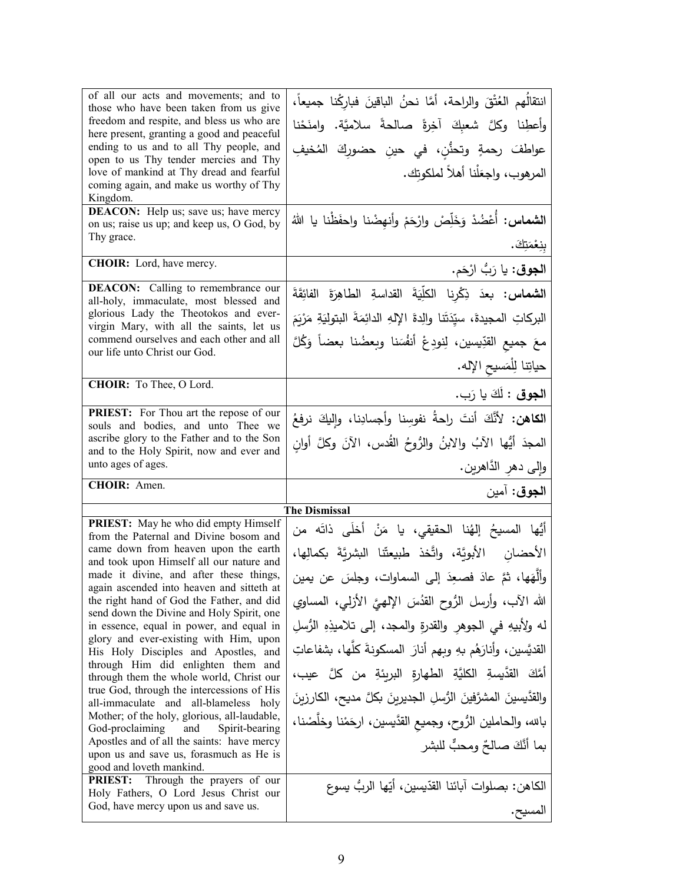| | |
|---|---|
| of all our acts and movements; and to those who have been taken from us give freedom and respite, and bless us who are here present, granting a good and peaceful ending to us and to all Thy people, and open to us Thy tender mercies and Thy love of mankind at Thy dread and fearful coming again, and make us worthy of Thy Kingdom. | انتقالُهم العُتْقَ والراحة، أمَّا نحنُ الباقينَ فبارِكْنا جميعاً، وأعطِنا وكلَّ شعبِكَ آخِرةً صالحةً سلاميَّة. وامنَحْنا عواطفَ رحمةٍ وتحنُّنٍ، في حينِ حضورِكَ المُخيفِ المرهوب، واجعَلْنا أهلاً لملكوتِك. |
| **DEACON:** Help us; save us; have mercy on us; raise us up; and keep us, O God, by Thy grace. | **الشماس:** أُعْضُدْ وَخَلِّصْ وارْحَمْ وأنهِضْنا واحفَظْنا يا اللهُ بِنِعْمَتِكَ. |
| **CHOIR:** Lord, have mercy. | **الجوق:** يا رَبُّ ارْحَم. |
| **DEACON:** Calling to remembrance our all-holy, immaculate, most blessed and glorious Lady the Theotokos and ever-virgin Mary, with all the saints, let us commend ourselves and each other and all our life unto Christ our God. | **الشماس:** بعدَ ذِكْرِنا الكلِّيَةَ القداسةِ الطاهِرَةَ الفائِقَةَ البركاتِ المجيدةَ، سيِّدَتَنا والِدةَ الإلهِ الدائِمَةَ البتولِيَةِ مَرْيَمَ معَ جميعِ القدّيسين، لِنودِعْ أنفُسَنا وبعضُنا بعضاً وَكُلَّ حياتِنا لِلْمَسيحِ الإله. |
| **CHOIR:** To Thee, O Lord. | **الجوق :** لَكَ يا رَب. |
| **PRIEST:** For Thou art the repose of our souls and bodies, and unto Thee we ascribe glory to the Father and to the Son and to the Holy Spirit, now and ever and unto ages of ages. | **الكاهن:** لأَنَّكَ أنتَ راحةُ نفوسِنا وأجسادِنا، وإليكَ نرفعُ المجدَ أيُّها الآبُ والابنُ والرُّوحُ القُدس، الآنَ وكلَّ أوانٍ وإلى دهرِ الدَّاهرين. |
| **CHOIR:** Amen. | **الجوق:** آمين |
| **The Dismissal** | |
| **PRIEST:** May he who did empty Himself from the Paternal and Divine bosom and came down from heaven upon the earth and took upon Himself all our nature and made it divine, and after these things, again ascended into heaven and sitteth at the right hand of God the Father, and did send down the Divine and Holy Spirit, one in essence, equal in power, and equal in glory and ever-existing with Him, upon His Holy Disciples and Apostles, and through Him did enlighten them and through them the whole world, Christ our true God, through the intercessions of His all-immaculate and all-blameless holy Mother; of the holy, glorious, all-laudable, God-proclaiming and Spirit-bearing Apostles and of all the saints: have mercy upon us and save us, forasmuch as He is good and loveth mankind. | أيُّها المسيحُ إلهُنا الحقيقي، يا مَنْ أخلَى ذاتَه من الأحضانِ الأبويَّة، واتَّخذ طبيعتَنا البشريَّةَ بكمالِها، وألَّهَها، ثمَّ عادَ فصعِدَ إلى السماوات، وجلسَ عن يمين الله الآب، وأرسل الرُّوح القدُسَ الإلهيَّ الأزلي، المساوي له ولأبيهِ في الجوهرِ والقدرةِ والمجد، إلى تلاميذِهِ الرُّسلِ القديِّسين، وأنارَهُم بهِ وبهم أنارَ المسكونةَ كلَّها، بشفاعاتِ أمِّكَ القدِّيسةِ الكليَّةِ الطهارةِ البريئةِ من كلِّ عيب، والقدِّيسينَ المشرَّفينَ الرُّسلِ الجديرينَ بكلِّ مديح، الكارزينَ بالله، والحاملين الرُّوح، وجميعِ القدِّيسين، ارحَمْنا وخلِّصْنا، بما أنَّكَ صالحٌ ومحبٌّ للبشر |
| **PRIEST:** Through the prayers of our Holy Fathers, O Lord Jesus Christ our God, have mercy upon us and save us. | الكاهن: بصلوات آبائنا القدّيسين، أيّها الربُّ يسوع المسيح. |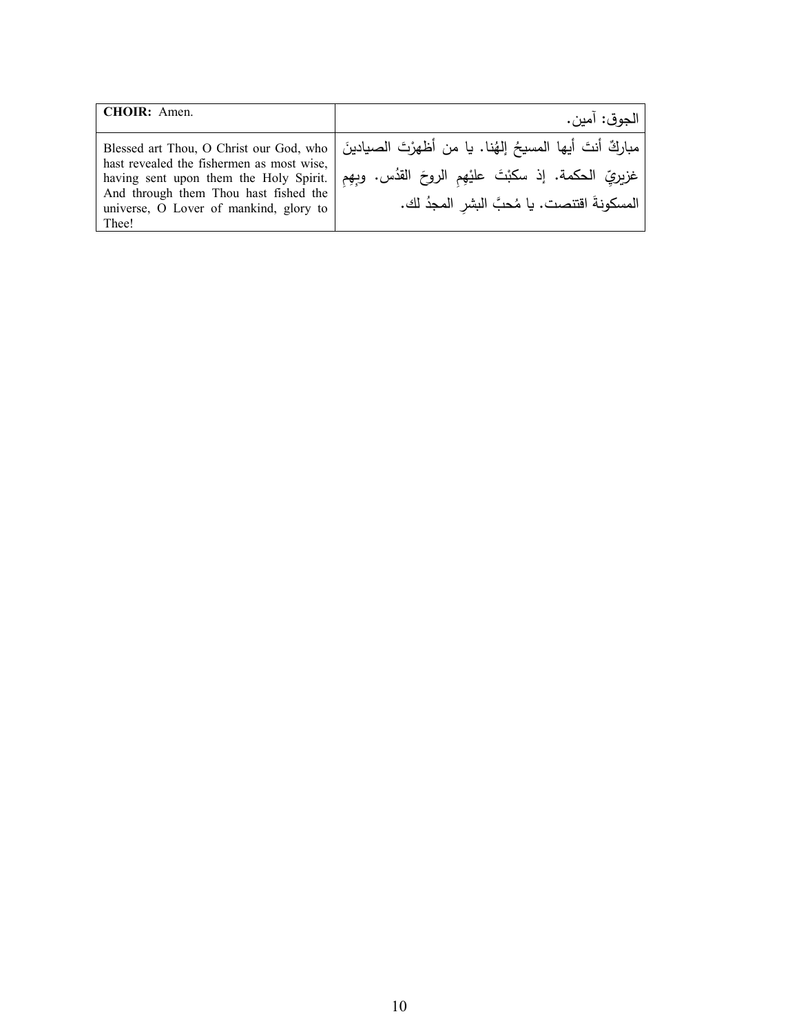| | |
|---|---|
| **CHOIR:** Amen. | الجوق: آمين. |
| Blessed art Thou, O Christ our God, who hast revealed the fishermen as most wise, having sent upon them the Holy Spirit. And through them Thou hast fished the universe, O Lover of mankind, glory to Thee! | مباركٌ أنتَ أيها المسيحُ إلهُنا. يا من أظهرْتَ الصيادينَ غزيريّ الحكمة. إذ سكبْتَ عليْهِمِ الروحَ القدُس. وبِهِمِ المسكونةَ اقتنصت. يا مُحبَّ البشرِ المجدُ لك. |